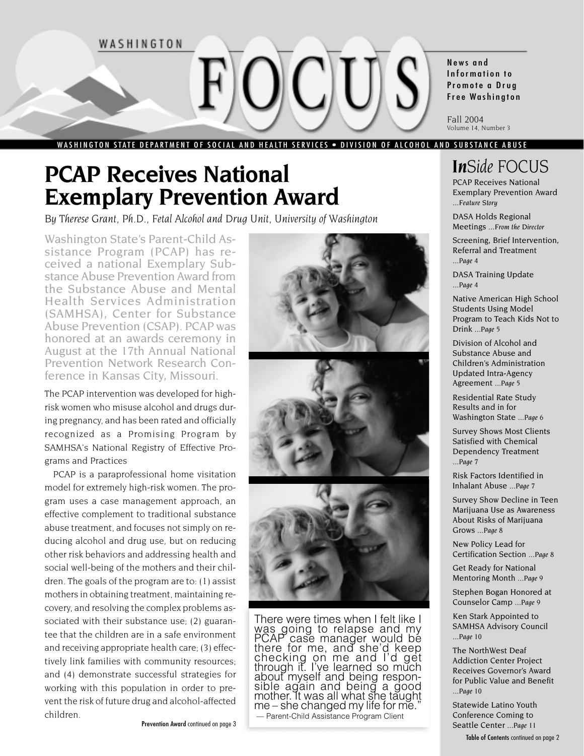# WASHINGTON FOCUS

News and Information to Promote a Drug Free Washington

Fall 2004
Volume 14, Number 3

WASHINGTON STATE DEPARTMENT OF SOCIAL AND HEALTH SERVICES • DIVISION OF ALCOHOL AND SUBSTANCE ABUSE

## PCAP Receives National Exemplary Prevention Award

*By Therese Grant, Ph.D., Fetal Alcohol and Drug Unit, University of Washington*

Washington State's Parent-Child Assistance Program (PCAP) has received a national Exemplary Substance Abuse Prevention Award from the Substance Abuse and Mental Health Services Administration (SAMHSA), Center for Substance Abuse Prevention (CSAP). PCAP was honored at an awards ceremony in August at the 17th Annual National Prevention Network Research Conference in Kansas City, Missouri.

The PCAP intervention was developed for high-risk women who misuse alcohol and drugs during pregnancy, and has been rated and officially recognized as a Promising Program by SAMHSA's National Registry of Effective Programs and Practices

PCAP is a paraprofessional home visitation model for extremely high-risk women. The program uses a case management approach, an effective complement to traditional substance abuse treatment, and focuses not simply on reducing alcohol and drug use, but on reducing other risk behaviors and addressing health and social well-being of the mothers and their children. The goals of the program are to: (1) assist mothers in obtaining treatment, maintaining recovery, and resolving the complex problems associated with their substance use; (2) guarantee that the children are in a safe environment and receiving appropriate health care; (3) effectively link families with community resources; and (4) demonstrate successful strategies for working with this population in order to prevent the risk of future drug and alcohol-affected children.

**Prevention Award** continued on page 3

"There were times when I felt like I was going to relapse and my PCAP case manager would be there for me, and she'd keep checking on me and I'd get through it. I've learned so much about myself and being responsible again and being a good mother. It was all what she taught me – she changed my life for me."
— Parent-Child Assistance Program Client

## *In*Side FOCUS

- PCAP Receives National Exemplary Prevention Award ...*Feature Story*
- DASA Holds Regional Meetings ...*From the Director*
- Screening, Brief Intervention, Referral and Treatment ...*Page 4*
- DASA Training Update ...*Page 4*
- Native American High School Students Using Model Program to Teach Kids Not to Drink ...*Page 5*
- Division of Alcohol and Substance Abuse and Children's Administration Updated Intra-Agency Agreement ...*Page 5*
- Residential Rate Study Results and in for Washington State ...*Page 6*
- Survey Shows Most Clients Satisfied with Chemical Dependency Treatment ...*Page 7*
- Risk Factors Identified in Inhalant Abuse ...*Page 7*
- Survey Show Decline in Teen Marijuana Use as Awareness About Risks of Marijuana Grows ...*Page 8*
- New Policy Lead for Certification Section ...*Page 8*
- Get Ready for National Mentoring Month ...*Page 9*
- Stephen Bogan Honored at Counselor Camp ...*Page 9*
- Ken Stark Appointed to SAMHSA Advisory Council ...*Page 10*
- The NorthWest Deaf Addiction Center Project Receives Governor's Award for Public Value and Benefit ...*Page 10*
- Statewide Latino Youth Conference Coming to Seattle Center ...*Page 11*

**Table of Contents** continued on page 2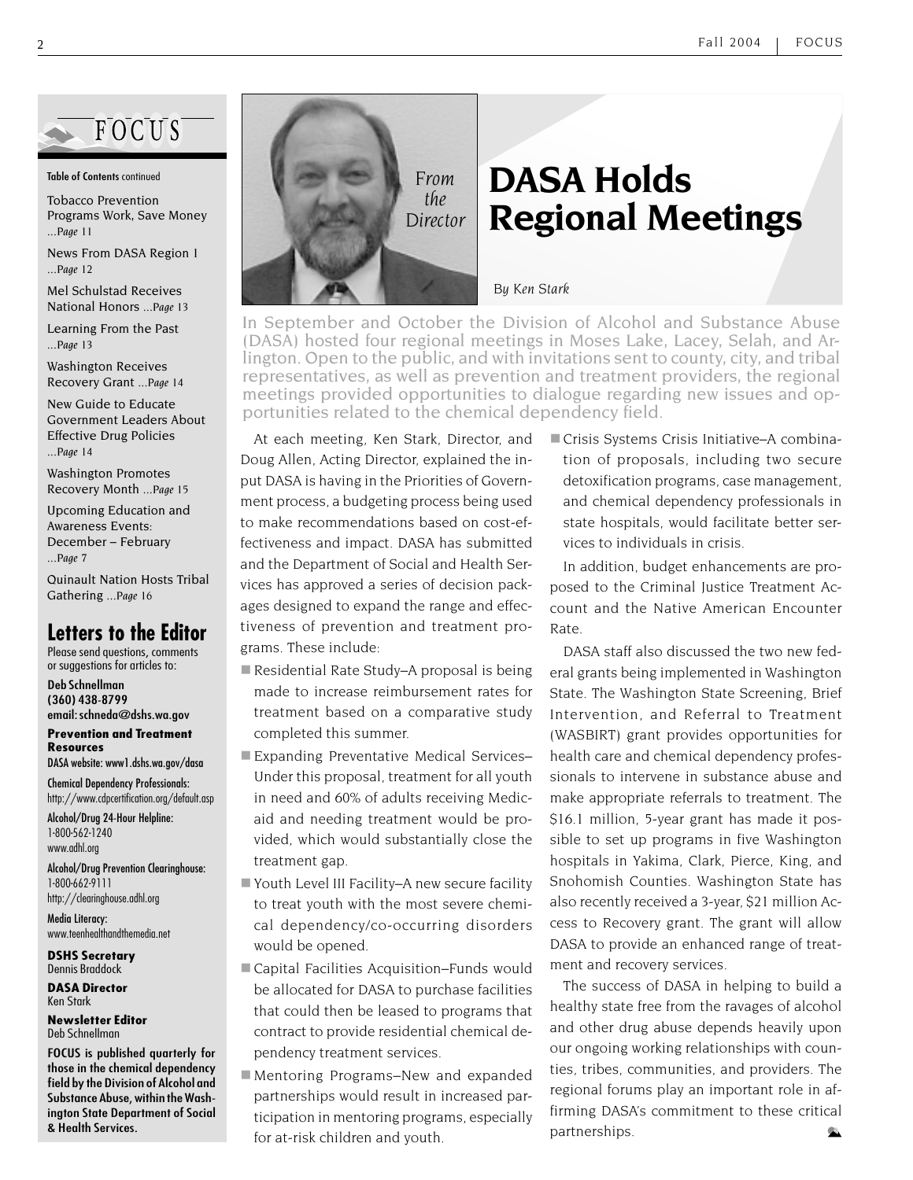# FOCUS

**Table of Contents** continued

Tobacco Prevention Programs Work, Save Money ...*Page 11*

News From DASA Region 1 ...*Page 12*

Mel Schulstad Receives National Honors ...*Page 13*

Learning From the Past ...*Page 13*

Washington Receives Recovery Grant ...*Page 14*

New Guide to Educate Government Leaders About Effective Drug Policies ...*Page 14*

Washington Promotes Recovery Month ...*Page 15*

Upcoming Education and Awareness Events: December – February ...*Page 7*

Quinault Nation Hosts Tribal Gathering ...*Page 16*

## Letters to the Editor

Please send questions, comments or suggestions for articles to:

**Deb Schnellman**
**(360) 438-8799**
**email: schneda@dshs.wa.gov**

**Prevention and Treatment Resources**

DASA website: www1.dshs.wa.gov/dasa

Chemical Dependency Professionals: http://www.cdpcertification.org/default.asp

Alcohol/Drug 24-Hour Helpline: 1-800-562-1240 www.adhl.org

Alcohol/Drug Prevention Clearinghouse: 1-800-662-9111 http://clearinghouse.adhl.org

Media Literacy: www.teenhealthandthemedia.net

**DSHS Secretary**
Dennis Braddock

**DASA Director**
Ken Stark

**Newsletter Editor**
Deb Schnellman

**FOCUS is published quarterly for those in the chemical dependency field by the Division of Alcohol and Substance Abuse, within the Washington State Department of Social & Health Services.**

---

*From the Director*

# DASA Holds Regional Meetings

*By Ken Stark*

In September and October the Division of Alcohol and Substance Abuse (DASA) hosted four regional meetings in Moses Lake, Lacey, Selah, and Arlington. Open to the public, and with invitations sent to county, city, and tribal representatives, as well as prevention and treatment providers, the regional meetings provided opportunities to dialogue regarding new issues and opportunities related to the chemical dependency field.

At each meeting, Ken Stark, Director, and Doug Allen, Acting Director, explained the input DASA is having in the Priorities of Government process, a budgeting process being used to make recommendations based on cost-effectiveness and impact. DASA has submitted and the Department of Social and Health Services has approved a series of decision packages designed to expand the range and effectiveness of prevention and treatment programs. These include:

- Residential Rate Study–A proposal is being made to increase reimbursement rates for treatment based on a comparative study completed this summer.
- Expanding Preventative Medical Services–Under this proposal, treatment for all youth in need and 60% of adults receiving Medicaid and needing treatment would be provided, which would substantially close the treatment gap.
- Youth Level III Facility–A new secure facility to treat youth with the most severe chemical dependency/co-occurring disorders would be opened.
- Capital Facilities Acquisition–Funds would be allocated for DASA to purchase facilities that could then be leased to programs that contract to provide residential chemical dependency treatment services.
- Mentoring Programs–New and expanded partnerships would result in increased participation in mentoring programs, especially for at-risk children and youth.
- Crisis Systems Crisis Initiative–A combination of proposals, including two secure detoxification programs, case management, and chemical dependency professionals in state hospitals, would facilitate better services to individuals in crisis.

In addition, budget enhancements are proposed to the Criminal Justice Treatment Account and the Native American Encounter Rate.

DASA staff also discussed the two new federal grants being implemented in Washington State. The Washington State Screening, Brief Intervention, and Referral to Treatment (WASBIRT) grant provides opportunities for health care and chemical dependency professionals to intervene in substance abuse and make appropriate referrals to treatment. The $16.1 million, 5-year grant has made it possible to set up programs in five Washington hospitals in Yakima, Clark, Pierce, King, and Snohomish Counties. Washington State has also recently received a 3-year, $21 million Access to Recovery grant. The grant will allow DASA to provide an enhanced range of treatment and recovery services.

The success of DASA in helping to build a healthy state free from the ravages of alcohol and other drug abuse depends heavily upon our ongoing working relationships with counties, tribes, communities, and providers. The regional forums play an important role in affirming DASA's commitment to these critical partnerships.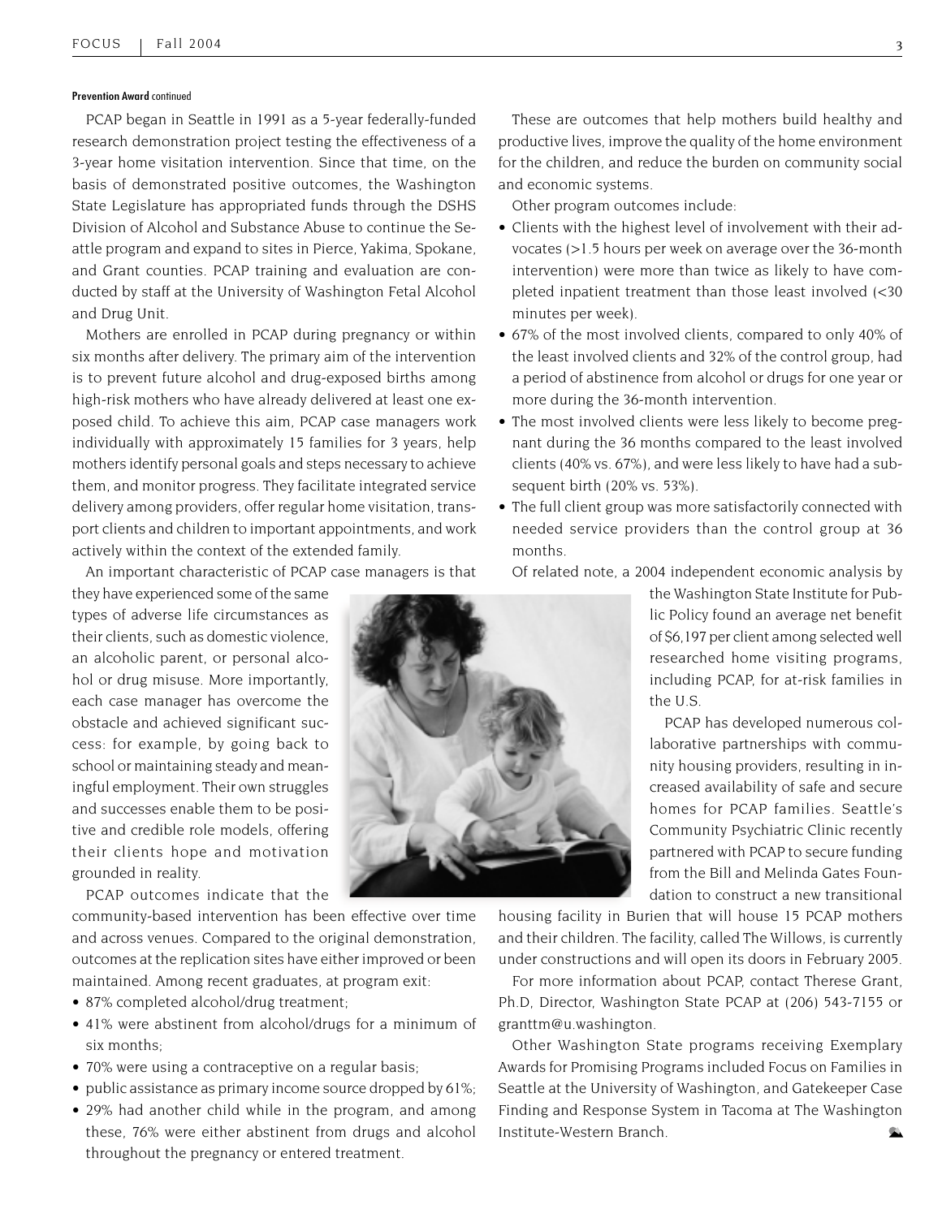**Prevention Award** continued

PCAP began in Seattle in 1991 as a 5-year federally-funded research demonstration project testing the effectiveness of a 3-year home visitation intervention. Since that time, on the basis of demonstrated positive outcomes, the Washington State Legislature has appropriated funds through the DSHS Division of Alcohol and Substance Abuse to continue the Seattle program and expand to sites in Pierce, Yakima, Spokane, and Grant counties. PCAP training and evaluation are conducted by staff at the University of Washington Fetal Alcohol and Drug Unit.

Mothers are enrolled in PCAP during pregnancy or within six months after delivery. The primary aim of the intervention is to prevent future alcohol and drug-exposed births among high-risk mothers who have already delivered at least one exposed child. To achieve this aim, PCAP case managers work individually with approximately 15 families for 3 years, help mothers identify personal goals and steps necessary to achieve them, and monitor progress. They facilitate integrated service delivery among providers, offer regular home visitation, transport clients and children to important appointments, and work actively within the context of the extended family.

An important characteristic of PCAP case managers is that they have experienced some of the same types of adverse life circumstances as their clients, such as domestic violence, an alcoholic parent, or personal alcohol or drug misuse. More importantly, each case manager has overcome the obstacle and achieved significant success: for example, by going back to school or maintaining steady and meaningful employment. Their own struggles and successes enable them to be positive and credible role models, offering their clients hope and motivation grounded in reality.

PCAP outcomes indicate that the community-based intervention has been effective over time and across venues. Compared to the original demonstration, outcomes at the replication sites have either improved or been maintained. Among recent graduates, at program exit:

- 87% completed alcohol/drug treatment;
- 41% were abstinent from alcohol/drugs for a minimum of six months;
- 70% were using a contraceptive on a regular basis;
- public assistance as primary income source dropped by 61%;
- 29% had another child while in the program, and among these, 76% were either abstinent from drugs and alcohol throughout the pregnancy or entered treatment.

These are outcomes that help mothers build healthy and productive lives, improve the quality of the home environment for the children, and reduce the burden on community social and economic systems.

Other program outcomes include:

- Clients with the highest level of involvement with their advocates (>1.5 hours per week on average over the 36-month intervention) were more than twice as likely to have completed inpatient treatment than those least involved (<30 minutes per week).
- 67% of the most involved clients, compared to only 40% of the least involved clients and 32% of the control group, had a period of abstinence from alcohol or drugs for one year or more during the 36-month intervention.
- The most involved clients were less likely to become pregnant during the 36 months compared to the least involved clients (40% vs. 67%), and were less likely to have had a subsequent birth (20% vs. 53%).
- The full client group was more satisfactorily connected with needed service providers than the control group at 36 months.

Of related note, a 2004 independent economic analysis by the Washington State Institute for Public Policy found an average net benefit of $6,197 per client among selected well researched home visiting programs, including PCAP, for at-risk families in the U.S.

PCAP has developed numerous collaborative partnerships with community housing providers, resulting in increased availability of safe and secure homes for PCAP families. Seattle's Community Psychiatric Clinic recently partnered with PCAP to secure funding from the Bill and Melinda Gates Foundation to construct a new transitional housing facility in Burien that will house 15 PCAP mothers and their children. The facility, called The Willows, is currently under constructions and will open its doors in February 2005.

For more information about PCAP, contact Therese Grant, Ph.D, Director, Washington State PCAP at (206) 543-7155 or granttm@u.washington.

Other Washington State programs receiving Exemplary Awards for Promising Programs included Focus on Families in Seattle at the University of Washington, and Gatekeeper Case Finding and Response System in Tacoma at The Washington Institute-Western Branch.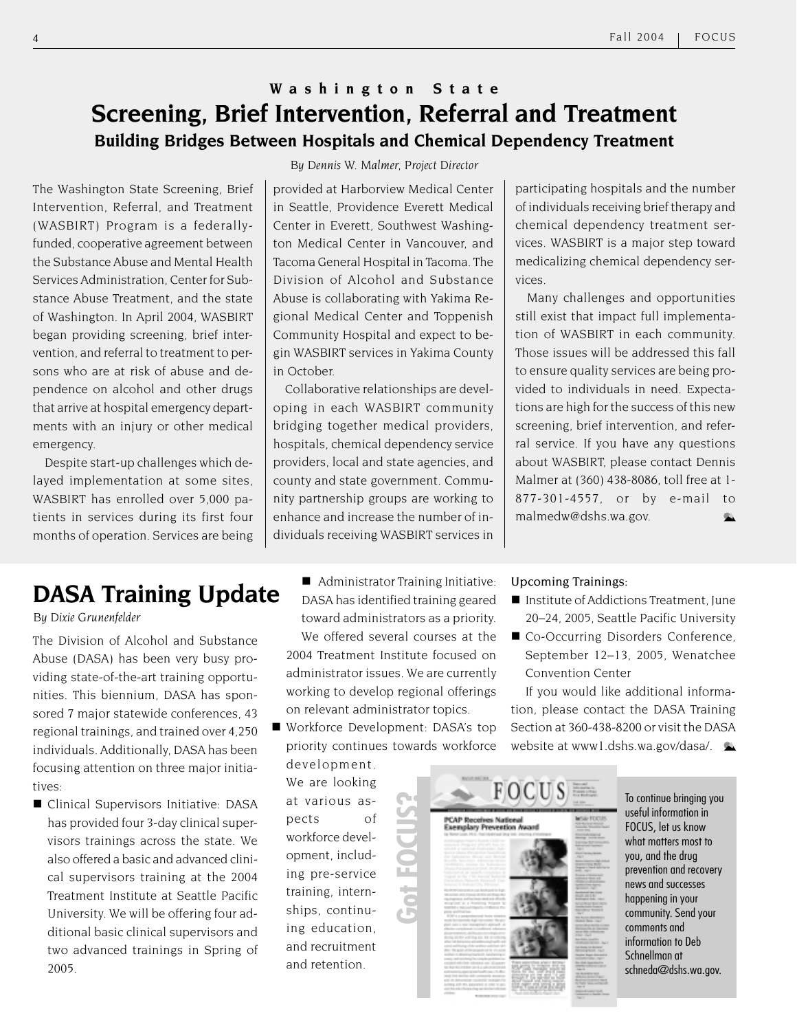### Washington State

# Screening, Brief Intervention, Referral and Treatment

## Building Bridges Between Hospitals and Chemical Dependency Treatment

*By Dennis W. Malmer, Project Director*

The Washington State Screening, Brief Intervention, Referral, and Treatment (WASBIRT) Program is a federally-funded, cooperative agreement between the Substance Abuse and Mental Health Services Administration, Center for Substance Abuse Treatment, and the state of Washington. In April 2004, WASBIRT began providing screening, brief intervention, and referral to treatment to persons who are at risk of abuse and dependence on alcohol and other drugs that arrive at hospital emergency departments with an injury or other medical emergency.

Despite start-up challenges which delayed implementation at some sites, WASBIRT has enrolled over 5,000 patients in services during its first four months of operation. Services are being provided at Harborview Medical Center in Seattle, Providence Everett Medical Center in Everett, Southwest Washington Medical Center in Vancouver, and Tacoma General Hospital in Tacoma. The Division of Alcohol and Substance Abuse is collaborating with Yakima Regional Medical Center and Toppenish Community Hospital and expect to begin WASBIRT services in Yakima County in October.

Collaborative relationships are developing in each WASBIRT community bridging together medical providers, hospitals, chemical dependency service providers, local and state agencies, and county and state government. Community partnership groups are working to enhance and increase the number of individuals receiving WASBIRT services in participating hospitals and the number of individuals receiving brief therapy and chemical dependency treatment services. WASBIRT is a major step toward medicalizing chemical dependency services.

Many challenges and opportunities still exist that impact full implementation of WASBIRT in each community. Those issues will be addressed this fall to ensure quality services are being provided to individuals in need. Expectations are high for the success of this new screening, brief intervention, and referral service. If you have any questions about WASBIRT, please contact Dennis Malmer at (360) 438-8086, toll free at 1-877-301-4557, or by e-mail to malmedw@dshs.wa.gov.

# DASA Training Update

*By Dixie Grunenfelder*

The Division of Alcohol and Substance Abuse (DASA) has been very busy providing state-of-the-art training opportunities. This biennium, DASA has sponsored 7 major statewide conferences, 43 regional trainings, and trained over 4,250 individuals. Additionally, DASA has been focusing attention on three major initiatives:

- Clinical Supervisors Initiative: DASA has provided four 3-day clinical supervisors trainings across the state. We also offered a basic and advanced clinical supervisors training at the 2004 Treatment Institute at Seattle Pacific University. We will be offering four additional basic clinical supervisors and two advanced trainings in Spring of 2005.
- Administrator Training Initiative: DASA has identified training geared toward administrators as a priority.
  We offered several courses at the 2004 Treatment Institute focused on administrator issues. We are currently working to develop regional offerings on relevant administrator topics.
- Workforce Development: DASA's top priority continues towards workforce development. We are looking at various aspects of workforce development, including pre-service training, internships, continuing education, and recruitment and retention.

Upcoming Trainings:

- Institute of Addictions Treatment, June 20–24, 2005, Seattle Pacific University
- Co-Occurring Disorders Conference, September 12–13, 2005, Wenatchee Convention Center

If you would like additional information, please contact the DASA Training Section at 360-438-8200 or visit the DASA website at www1.dshs.wa.gov/dasa/.

**Got FOCUS?**

To continue bringing you useful information in FOCUS, let us know what matters most to you, and the drug prevention and recovery news and successes happening in your community. Send your comments and information to Deb Schnellman at schneda@dshs.wa.gov.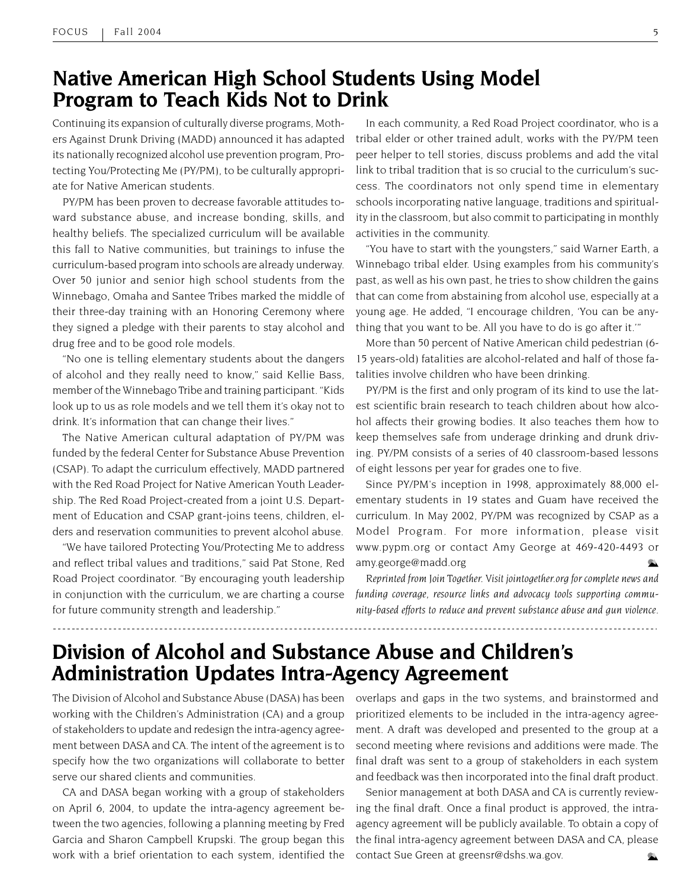# Native American High School Students Using Model Program to Teach Kids Not to Drink

Continuing its expansion of culturally diverse programs, Mothers Against Drunk Driving (MADD) announced it has adapted its nationally recognized alcohol use prevention program, Protecting You/Protecting Me (PY/PM), to be culturally appropriate for Native American students.

PY/PM has been proven to decrease favorable attitudes toward substance abuse, and increase bonding, skills, and healthy beliefs. The specialized curriculum will be available this fall to Native communities, but trainings to infuse the curriculum-based program into schools are already underway. Over 50 junior and senior high school students from the Winnebago, Omaha and Santee Tribes marked the middle of their three-day training with an Honoring Ceremony where they signed a pledge with their parents to stay alcohol and drug free and to be good role models.

"No one is telling elementary students about the dangers of alcohol and they really need to know," said Kellie Bass, member of the Winnebago Tribe and training participant. "Kids look up to us as role models and we tell them it's okay not to drink. It's information that can change their lives."

The Native American cultural adaptation of PY/PM was funded by the federal Center for Substance Abuse Prevention (CSAP). To adapt the curriculum effectively, MADD partnered with the Red Road Project for Native American Youth Leadership. The Red Road Project-created from a joint U.S. Department of Education and CSAP grant-joins teens, children, elders and reservation communities to prevent alcohol abuse.

"We have tailored Protecting You/Protecting Me to address and reflect tribal values and traditions," said Pat Stone, Red Road Project coordinator. "By encouraging youth leadership in conjunction with the curriculum, we are charting a course for future community strength and leadership."

In each community, a Red Road Project coordinator, who is a tribal elder or other trained adult, works with the PY/PM teen peer helper to tell stories, discuss problems and add the vital link to tribal tradition that is so crucial to the curriculum's success. The coordinators not only spend time in elementary schools incorporating native language, traditions and spirituality in the classroom, but also commit to participating in monthly activities in the community.

"You have to start with the youngsters," said Warner Earth, a Winnebago tribal elder. Using examples from his community's past, as well as his own past, he tries to show children the gains that can come from abstaining from alcohol use, especially at a young age. He added, "I encourage children, 'You can be anything that you want to be. All you have to do is go after it.'"

More than 50 percent of Native American child pedestrian (6-15 years-old) fatalities are alcohol-related and half of those fatalities involve children who have been drinking.

PY/PM is the first and only program of its kind to use the latest scientific brain research to teach children about how alcohol affects their growing bodies. It also teaches them how to keep themselves safe from underage drinking and drunk driving. PY/PM consists of a series of 40 classroom-based lessons of eight lessons per year for grades one to five.

Since PY/PM's inception in 1998, approximately 88,000 elementary students in 19 states and Guam have received the curriculum. In May 2002, PY/PM was recognized by CSAP as a Model Program. For more information, please visit www.pypm.org or contact Amy George at 469-420-4493 or amy.george@madd.org

*Reprinted from Join Together. Visit jointogether.org for complete news and funding coverage, resource links and advocacy tools supporting community-based efforts to reduce and prevent substance abuse and gun violence.*

---

# Division of Alcohol and Substance Abuse and Children's Administration Updates Intra-Agency Agreement

The Division of Alcohol and Substance Abuse (DASA) has been working with the Children's Administration (CA) and a group of stakeholders to update and redesign the intra-agency agreement between DASA and CA. The intent of the agreement is to specify how the two organizations will collaborate to better serve our shared clients and communities.

CA and DASA began working with a group of stakeholders on April 6, 2004, to update the intra-agency agreement between the two agencies, following a planning meeting by Fred Garcia and Sharon Campbell Krupski. The group began this work with a brief orientation to each system, identified the overlaps and gaps in the two systems, and brainstormed and prioritized elements to be included in the intra-agency agreement. A draft was developed and presented to the group at a second meeting where revisions and additions were made. The final draft was sent to a group of stakeholders in each system and feedback was then incorporated into the final draft product.

Senior management at both DASA and CA is currently reviewing the final draft. Once a final product is approved, the intra-agency agreement will be publicly available. To obtain a copy of the final intra-agency agreement between DASA and CA, please contact Sue Green at greensr@dshs.wa.gov.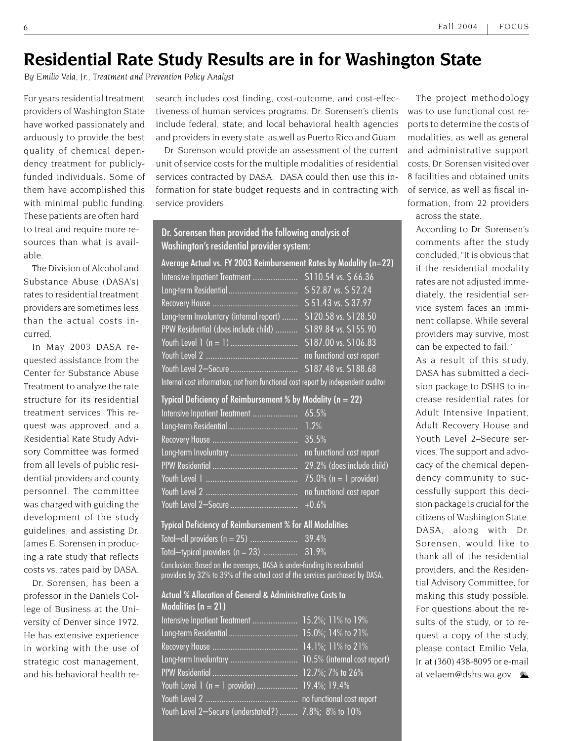# Residential Rate Study Results are in for Washington State

*By Emilio Vela, Jr., Treatment and Prevention Policy Analyst*

For years residential treatment providers of Washington State have worked passionately and arduously to provide the best quality of chemical dependency treatment for publicly-funded individuals. Some of them have accomplished this with minimal public funding. These patients are often hard to treat and require more resources than what is available.

The Division of Alcohol and Substance Abuse (DASA's) rates to residential treatment providers are sometimes less than the actual costs incurred.

In May 2003 DASA requested assistance from the Center for Substance Abuse Treatment to analyze the rate structure for its residential treatment services. This request was approved, and a Residential Rate Study Advisory Committee was formed from all levels of public residential providers and county personnel. The committee was charged with guiding the development of the study guidelines, and assisting Dr. James E. Sorensen in producing a rate study that reflects costs vs. rates paid by DASA.

Dr. Sorensen, has been a professor in the Daniels College of Business at the University of Denver since 1972. He has extensive experience in working with the use of strategic cost management, and his behavioral health research includes cost finding, cost-outcome, and cost-effectiveness of human services programs. Dr. Sorensen's clients include federal, state, and local behavioral health agencies and providers in every state, as well as Puerto Rico and Guam.

Dr. Sorenson would provide an assessment of the current unit of service costs for the multiple modalities of residential services contracted by DASA. DASA could then use this information for state budget requests and in contracting with service providers.

**Dr. Sorensen then provided the following analysis of Washington's residential provider system:**

**Average Actual vs. FY 2003 Reimbursement Rates by Modality (n=22)**

| Modality | Rate |
|---|---|
| Intensive Inpatient Treatment | $110.54 vs. $ 66.36 |
| Long-term Residential | $ 52.87 vs. $ 52.24 |
| Recovery House | $ 51.43 vs. $ 37.97 |
| Long-term Involuntary (internal report) | $120.58 vs. $128.50 |
| PPW Residential (does include child) | $189.84 vs. $155.90 |
| Youth Level 1 (n = 1) | $187.00 vs. $106.83 |
| Youth Level 2 | no functional cost report |
| Youth Level 2—Secure | $187.48 vs. $188.68 |

Internal cost information; not from functional cost report by independent auditor

**Typical Deficiency of Reimbursement % by Modality (n = 22)**

| Modality | Deficiency |
|---|---|
| Intensive Inpatient Treatment | 65.5% |
| Long-term Residential | 1.2% |
| Recovery House | 35.5% |
| Long-term Involuntary | no functional cost report |
| PPW Residential | 29.2% (does include child) |
| Youth Level 1 | 75.0% (n = 1 provider) |
| Youth Level 2 | no functional cost report |
| Youth Level 2—Secure | +0.6% |

**Typical Deficiency of Reimbursement % for All Modalities**

| Group | Deficiency |
|---|---|
| Total—all providers (n = 25) | 39.4% |
| Total—typical providers (n = 23) | 31.9% |

Conclusion: Based on the averages, DASA is under-funding its residential providers by 32% to 39% of the actual cost of the services purchased by DASA.

**Actual % Allocation of General & Administrative Costs to Modalities (n = 21)**

| Modality | Allocation |
|---|---|
| Intensive Inpatient Treatment | 15.2%; 11% to 19% |
| Long-term Residential | 15.0%; 14% to 21% |
| Recovery House | 14.1%; 11% to 21% |
| Long-term Involuntary | 10.5% (internal cost report) |
| PPW Residential | 12.7%; 7% to 26% |
| Youth Level 1 (n = 1 provider) | 19.4%; 19.4% |
| Youth Level 2 | no functional cost report |
| Youth Level 2—Secure (understated?) | 7.8%; 8% to 10% |

The project methodology was to use functional cost reports to determine the costs of modalities, as well as general and administrative support costs. Dr. Sorensen visited over 8 facilities and obtained units of service, as well as fiscal information, from 22 providers across the state.

According to Dr. Sorensen's comments after the study concluded, "It is obvious that if the residential modality rates are not adjusted immediately, the residential service system faces an imminent collapse. While several providers may survive, most can be expected to fail."

As a result of this study, DASA has submitted a decision package to DSHS to increase residential rates for Adult Intensive Inpatient, Adult Recovery House and Youth Level 2–Secure services. The support and advocacy of the chemical dependency community to successfully support this decision package is crucial for the citizens of Washington State. DASA, along with Dr. Sorensen, would like to thank all of the residential providers, and the Residential Advisory Committee, for making this study possible. For questions about the results of the study, or to request a copy of the study, please contact Emilio Vela, Jr. at (360) 438-8095 or e-mail at velaem@dshs.wa.gov.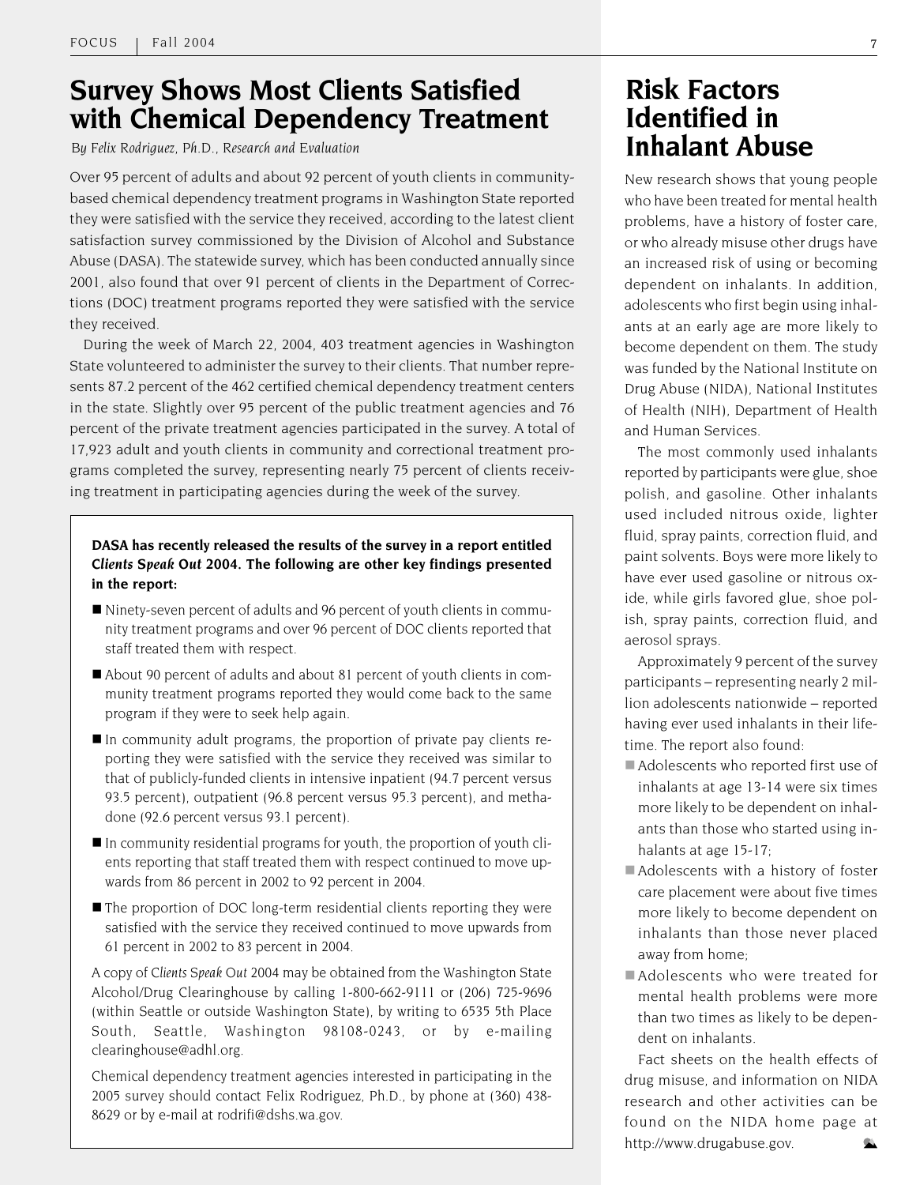# Survey Shows Most Clients Satisfied with Chemical Dependency Treatment

*By Felix Rodriguez, Ph.D., Research and Evaluation*

Over 95 percent of adults and about 92 percent of youth clients in community-based chemical dependency treatment programs in Washington State reported they were satisfied with the service they received, according to the latest client satisfaction survey commissioned by the Division of Alcohol and Substance Abuse (DASA). The statewide survey, which has been conducted annually since 2001, also found that over 91 percent of clients in the Department of Corrections (DOC) treatment programs reported they were satisfied with the service they received.

During the week of March 22, 2004, 403 treatment agencies in Washington State volunteered to administer the survey to their clients. That number represents 87.2 percent of the 462 certified chemical dependency treatment centers in the state. Slightly over 95 percent of the public treatment agencies and 76 percent of the private treatment agencies participated in the survey. A total of 17,923 adult and youth clients in community and correctional treatment programs completed the survey, representing nearly 75 percent of clients receiving treatment in participating agencies during the week of the survey.

**DASA has recently released the results of the survey in a report entitled *Clients Speak Out* 2004. The following are other key findings presented in the report:**

- Ninety-seven percent of adults and 96 percent of youth clients in community treatment programs and over 96 percent of DOC clients reported that staff treated them with respect.
- About 90 percent of adults and about 81 percent of youth clients in community treatment programs reported they would come back to the same program if they were to seek help again.
- In community adult programs, the proportion of private pay clients reporting they were satisfied with the service they received was similar to that of publicly-funded clients in intensive inpatient (94.7 percent versus 93.5 percent), outpatient (96.8 percent versus 95.3 percent), and methadone (92.6 percent versus 93.1 percent).
- In community residential programs for youth, the proportion of youth clients reporting that staff treated them with respect continued to move upwards from 86 percent in 2002 to 92 percent in 2004.
- The proportion of DOC long-term residential clients reporting they were satisfied with the service they received continued to move upwards from 61 percent in 2002 to 83 percent in 2004.

A copy of *Clients Speak Out* 2004 may be obtained from the Washington State Alcohol/Drug Clearinghouse by calling 1-800-662-9111 or (206) 725-9696 (within Seattle or outside Washington State), by writing to 6535 5th Place South, Seattle, Washington 98108-0243, or by e-mailing clearinghouse@adhl.org.

Chemical dependency treatment agencies interested in participating in the 2005 survey should contact Felix Rodriguez, Ph.D., by phone at (360) 438-8629 or by e-mail at rodrifi@dshs.wa.gov.

# Risk Factors Identified in Inhalant Abuse

New research shows that young people who have been treated for mental health problems, have a history of foster care, or who already misuse other drugs have an increased risk of using or becoming dependent on inhalants. In addition, adolescents who first begin using inhalants at an early age are more likely to become dependent on them. The study was funded by the National Institute on Drug Abuse (NIDA), National Institutes of Health (NIH), Department of Health and Human Services.

The most commonly used inhalants reported by participants were glue, shoe polish, and gasoline. Other inhalants used included nitrous oxide, lighter fluid, spray paints, correction fluid, and paint solvents. Boys were more likely to have ever used gasoline or nitrous oxide, while girls favored glue, shoe polish, spray paints, correction fluid, and aerosol sprays.

Approximately 9 percent of the survey participants – representing nearly 2 million adolescents nationwide – reported having ever used inhalants in their lifetime. The report also found:

- Adolescents who reported first use of inhalants at age 13-14 were six times more likely to be dependent on inhalants than those who started using inhalants at age 15-17;
- Adolescents with a history of foster care placement were about five times more likely to become dependent on inhalants than those never placed away from home;
- Adolescents who were treated for mental health problems were more than two times as likely to be dependent on inhalants.

Fact sheets on the health effects of drug misuse, and information on NIDA research and other activities can be found on the NIDA home page at http://www.drugabuse.gov.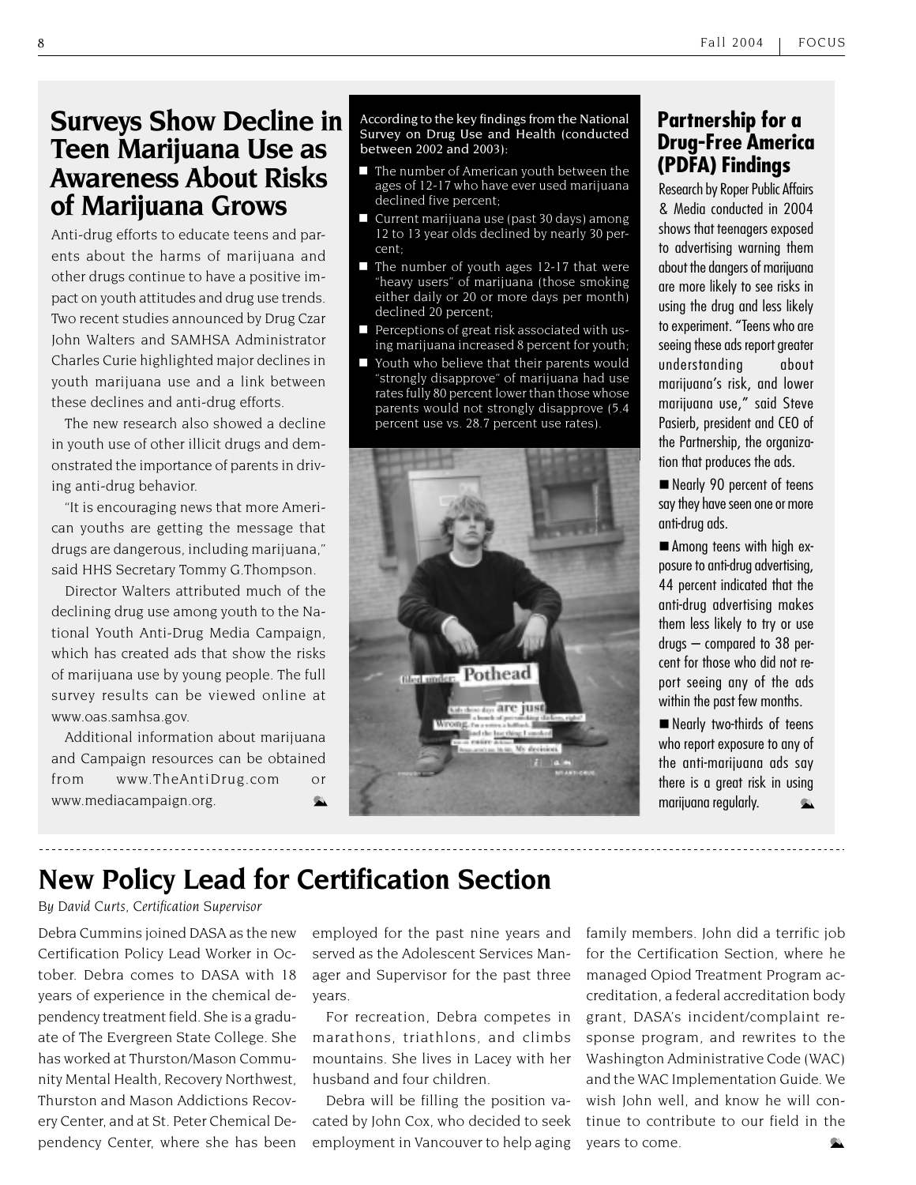## Surveys Show Decline in Teen Marijuana Use as Awareness About Risks of Marijuana Grows

Anti-drug efforts to educate teens and parents about the harms of marijuana and other drugs continue to have a positive impact on youth attitudes and drug use trends. Two recent studies announced by Drug Czar John Walters and SAMHSA Administrator Charles Curie highlighted major declines in youth marijuana use and a link between these declines and anti-drug efforts.

The new research also showed a decline in youth use of other illicit drugs and demonstrated the importance of parents in driving anti-drug behavior.

"It is encouraging news that more American youths are getting the message that drugs are dangerous, including marijuana," said HHS Secretary Tommy G.Thompson.

Director Walters attributed much of the declining drug use among youth to the National Youth Anti-Drug Media Campaign, which has created ads that show the risks of marijuana use by young people. The full survey results can be viewed online at www.oas.samhsa.gov.

Additional information about marijuana and Campaign resources can be obtained from www.TheAntiDrug.com or www.mediacampaign.org.

According to the key findings from the National Survey on Drug Use and Health (conducted between 2002 and 2003):

- The number of American youth between the ages of 12-17 who have ever used marijuana declined five percent;
- Current marijuana use (past 30 days) among 12 to 13 year olds declined by nearly 30 percent;
- The number of youth ages 12-17 that were "heavy users" of marijuana (those smoking either daily or 20 or more days per month) declined 20 percent;
- Perceptions of great risk associated with using marijuana increased 8 percent for youth;
- Youth who believe that their parents would "strongly disapprove" of marijuana had use rates fully 80 percent lower than those whose parents would not strongly disapprove (5.4 percent use vs. 28.7 percent use rates).

### Partnership for a Drug-Free America (PDFA) Findings

Research by Roper Public Affairs & Media conducted in 2004 shows that teenagers exposed to advertising warning them about the dangers of marijuana are more likely to see risks in using the drug and less likely to experiment. "Teens who are seeing these ads report greater understanding about marijuana's risk, and lower marijuana use," said Steve Pasierb, president and CEO of the Partnership, the organization that produces the ads.

- Nearly 90 percent of teens say they have seen one or more anti-drug ads.
- Among teens with high exposure to anti-drug advertising, 44 percent indicated that the anti-drug advertising makes them less likely to try or use drugs – compared to 38 percent for those who did not report seeing any of the ads within the past few months.
- Nearly two-thirds of teens who report exposure to any of the anti-marijuana ads say there is a great risk in using marijuana regularly.

## New Policy Lead for Certification Section

*By David Curts, Certification Supervisor*

Debra Cummins joined DASA as the new Certification Policy Lead Worker in October. Debra comes to DASA with 18 years of experience in the chemical dependency treatment field. She is a graduate of The Evergreen State College. She has worked at Thurston/Mason Community Mental Health, Recovery Northwest, Thurston and Mason Addictions Recovery Center, and at St. Peter Chemical Dependency Center, where she has been employed for the past nine years and served as the Adolescent Services Manager and Supervisor for the past three years.

For recreation, Debra competes in marathons, triathlons, and climbs mountains. She lives in Lacey with her husband and four children.

Debra will be filling the position vacated by John Cox, who decided to seek employment in Vancouver to help aging family members. John did a terrific job for the Certification Section, where he managed Opiod Treatment Program accreditation, a federal accreditation body grant, DASA's incident/complaint response program, and rewrites to the Washington Administrative Code (WAC) and the WAC Implementation Guide. We wish John well, and know he will continue to contribute to our field in the years to come.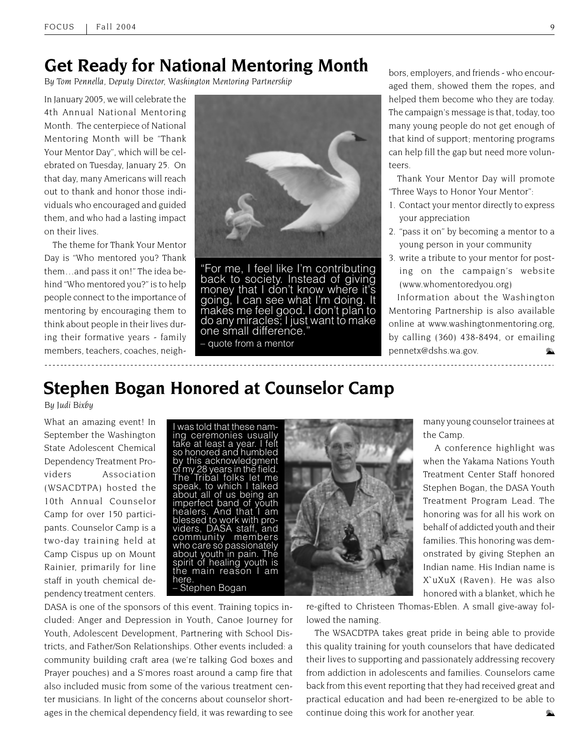# Get Ready for National Mentoring Month

*By Tom Pennella, Deputy Director, Washington Mentoring Partnership*

In January 2005, we will celebrate the 4th Annual National Mentoring Month. The centerpiece of National Mentoring Month will be "Thank Your Mentor Day", which will be celebrated on Tuesday, January 25. On that day, many Americans will reach out to thank and honor those individuals who encouraged and guided them, and who had a lasting impact on their lives.

The theme for Thank Your Mentor Day is "Who mentored you? Thank them…and pass it on!" The idea behind "Who mentored you?" is to help people connect to the importance of mentoring by encouraging them to think about people in their lives during their formative years - family members, teachers, coaches, neighbors, employers, and friends - who encouraged them, showed them the ropes, and helped them become who they are today. The campaign's message is that, today, too many young people do not get enough of that kind of support; mentoring programs can help fill the gap but need more volunteers.

"For me, I feel like I'm contributing back to society. Instead of giving money that I don't know where it's going, I can see what I'm doing. It makes me feel good. I don't plan to do any miracles; I just want to make one small difference."
– quote from a mentor

Thank Your Mentor Day will promote "Three Ways to Honor Your Mentor":

1. Contact your mentor directly to express your appreciation
2. "pass it on" by becoming a mentor to a young person in your community
3. write a tribute to your mentor for posting on the campaign's website (www.whomentoredyou.org)

Information about the Washington Mentoring Partnership is also available online at www.washingtonmentoring.org, by calling (360) 438-8494, or emailing pennetx@dshs.wa.gov.

# Stephen Bogan Honored at Counselor Camp

*By Judi Bixby*

What an amazing event! In September the Washington State Adolescent Chemical Dependency Treatment Providers Association (WSACDTPA) hosted the 10th Annual Counselor Camp for over 150 participants. Counselor Camp is a two-day training held at Camp Cispus up on Mount Rainier, primarily for line staff in youth chemical dependency treatment centers. DASA is one of the sponsors of this event. Training topics included: Anger and Depression in Youth, Canoe Journey for Youth, Adolescent Development, Partnering with School Districts, and Father/Son Relationships. Other events included: a community building craft area (we're talking God boxes and Prayer pouches) and a S'mores roast around a camp fire that also included music from some of the various treatment center musicians. In light of the concerns about counselor shortages in the chemical dependency field, it was rewarding to see many young counselor trainees at the Camp.

I was told that these naming ceremonies usually take at least a year. I felt so honored and humbled by this acknowledgment of my 28 years in the field. The Tribal folks let me speak, to which I talked about all of us being an imperfect band of youth healers. And that I am blessed to work with providers, DASA staff, and community members who care so passionately about youth in pain. The spirit of healing youth is the main reason I am here.
– Stephen Bogan

A conference highlight was when the Yakama Nations Youth Treatment Center Staff honored Stephen Bogan, the DASA Youth Treatment Program Lead. The honoring was for all his work on behalf of addicted youth and their families. This honoring was demonstrated by giving Stephen an Indian name. His Indian name is X`uXuX (Raven). He was also honored with a blanket, which he re-gifted to Christeen Thomas-Eblen. A small give-away followed the naming.

The WSACDTPA takes great pride in being able to provide this quality training for youth counselors that have dedicated their lives to supporting and passionately addressing recovery from addiction in adolescents and families. Counselors came back from this event reporting that they had received great and practical education and had been re-energized to be able to continue doing this work for another year.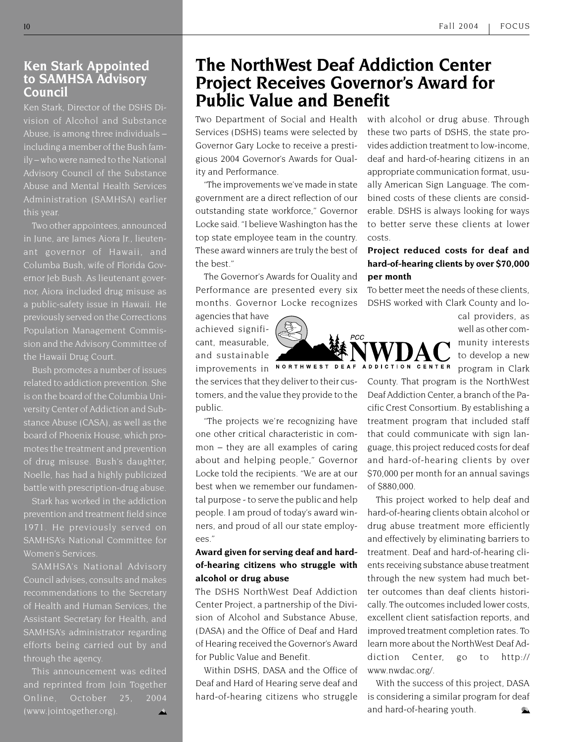## Ken Stark Appointed to SAMHSA Advisory Council

Ken Stark, Director of the DSHS Division of Alcohol and Substance Abuse, is among three individuals – including a member of the Bush family – who were named to the National Advisory Council of the Substance Abuse and Mental Health Services Administration (SAMHSA) earlier this year.

Two other appointees, announced in June, are James Aiora Jr., lieutenant governor of Hawaii, and Columba Bush, wife of Florida Governor Jeb Bush. As lieutenant governor, Aiora included drug misuse as a public-safety issue in Hawaii. He previously served on the Corrections Population Management Commission and the Advisory Committee of the Hawaii Drug Court.

Bush promotes a number of issues related to addiction prevention. She is on the board of the Columbia University Center of Addiction and Substance Abuse (CASA), as well as the board of Phoenix House, which promotes the treatment and prevention of drug misuse. Bush's daughter, Noelle, has had a highly publicized battle with prescription-drug abuse.

Stark has worked in the addiction prevention and treatment field since 1971. He previously served on SAMHSA's National Committee for Women's Services.

SAMHSA's National Advisory Council advises, consults and makes recommendations to the Secretary of Health and Human Services, the Assistant Secretary for Health, and SAMHSA's administrator regarding efforts being carried out by and through the agency.

This announcement was edited and reprinted from Join Together Online, October 25, 2004 (www.jointogether.org).

# The NorthWest Deaf Addiction Center Project Receives Governor's Award for Public Value and Benefit

Two Department of Social and Health Services (DSHS) teams were selected by Governor Gary Locke to receive a prestigious 2004 Governor's Awards for Quality and Performance.

"The improvements we've made in state government are a direct reflection of our outstanding state workforce," Governor Locke said. "I believe Washington has the top state employee team in the country. These award winners are truly the best of the best."

The Governor's Awards for Quality and Performance are presented every six months. Governor Locke recognizes agencies that have achieved significant, measurable, and sustainable improvements in the services that they deliver to their customers, and the value they provide to the public.

"The projects we're recognizing have one other critical characteristic in common – they are all examples of caring about and helping people," Governor Locke told the recipients. "We are at our best when we remember our fundamental purpose - to serve the public and help people. I am proud of today's award winners, and proud of all our state employees."

**Award given for serving deaf and hard-of-hearing citizens who struggle with alcohol or drug abuse**

The DSHS NorthWest Deaf Addiction Center Project, a partnership of the Division of Alcohol and Substance Abuse, (DASA) and the Office of Deaf and Hard of Hearing received the Governor's Award for Public Value and Benefit.

Within DSHS, DASA and the Office of Deaf and Hard of Hearing serve deaf and hard-of-hearing citizens who struggle with alcohol or drug abuse. Through these two parts of DSHS, the state provides addiction treatment to low-income, deaf and hard-of-hearing citizens in an appropriate communication format, usually American Sign Language. The combined costs of these clients are considerable. DSHS is always looking for ways to better serve these clients at lower costs.

**Project reduced costs for deaf and hard-of-hearing clients by over $70,000 per month**

To better meet the needs of these clients, DSHS worked with Clark County and local providers, as well as other community interests to develop a new program in Clark County. That program is the NorthWest Deaf Addiction Center, a branch of the Pacific Crest Consortium. By establishing a treatment program that included staff that could communicate with sign language, this project reduced costs for deaf and hard-of-hearing clients by over $70,000 per month for an annual savings of $880,000.

This project worked to help deaf and hard-of-hearing clients obtain alcohol or drug abuse treatment more efficiently and effectively by eliminating barriers to treatment. Deaf and hard-of-hearing clients receiving substance abuse treatment through the new system had much better outcomes than deaf clients historically. The outcomes included lower costs, excellent client satisfaction reports, and improved treatment completion rates. To learn more about the NorthWest Deaf Addiction Center, go to http://www.nwdac.org/.

With the success of this project, DASA is considering a similar program for deaf and hard-of-hearing youth.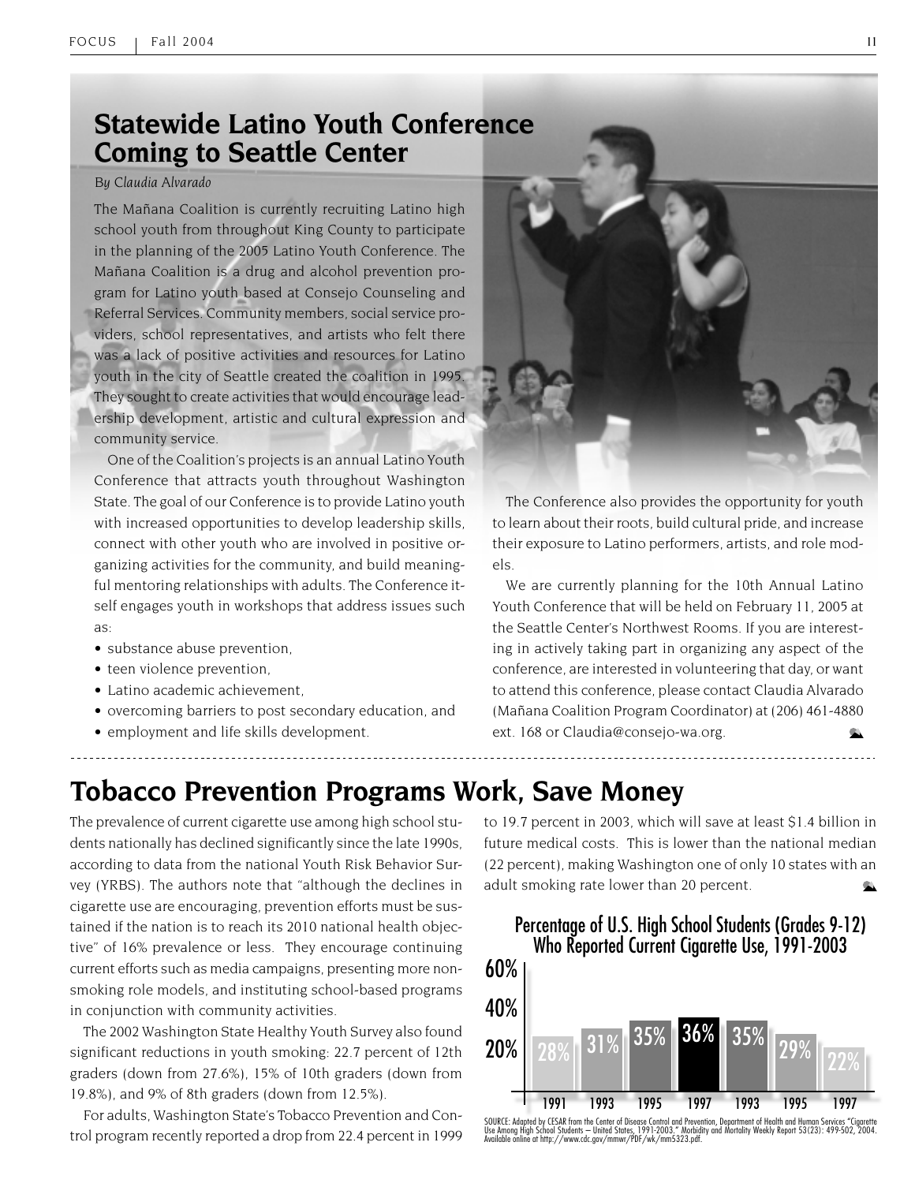## Statewide Latino Youth Conference Coming to Seattle Center

*By Claudia Alvarado*

The Mañana Coalition is currently recruiting Latino high school youth from throughout King County to participate in the planning of the 2005 Latino Youth Conference. The Mañana Coalition is a drug and alcohol prevention program for Latino youth based at Consejo Counseling and Referral Services. Community members, social service providers, school representatives, and artists who felt there was a lack of positive activities and resources for Latino youth in the city of Seattle created the coalition in 1995. They sought to create activities that would encourage leadership development, artistic and cultural expression and community service.

One of the Coalition's projects is an annual Latino Youth Conference that attracts youth throughout Washington State. The goal of our Conference is to provide Latino youth with increased opportunities to develop leadership skills, connect with other youth who are involved in positive organizing activities for the community, and build meaningful mentoring relationships with adults. The Conference itself engages youth in workshops that address issues such as:

- substance abuse prevention,
- teen violence prevention,
- Latino academic achievement,
- overcoming barriers to post secondary education, and
- employment and life skills development.

The Conference also provides the opportunity for youth to learn about their roots, build cultural pride, and increase their exposure to Latino performers, artists, and role models.

We are currently planning for the 10th Annual Latino Youth Conference that will be held on February 11, 2005 at the Seattle Center's Northwest Rooms. If you are interesting in actively taking part in organizing any aspect of the conference, are interested in volunteering that day, or want to attend this conference, please contact Claudia Alvarado (Mañana Coalition Program Coordinator) at (206) 461-4880 ext. 168 or Claudia@consejo-wa.org.

## Tobacco Prevention Programs Work, Save Money

The prevalence of current cigarette use among high school students nationally has declined significantly since the late 1990s, according to data from the national Youth Risk Behavior Survey (YRBS). The authors note that "although the declines in cigarette use are encouraging, prevention efforts must be sustained if the nation is to reach its 2010 national health objective" of 16% prevalence or less. They encourage continuing current efforts such as media campaigns, presenting more nonsmoking role models, and instituting school-based programs in conjunction with community activities.

The 2002 Washington State Healthy Youth Survey also found significant reductions in youth smoking: 22.7 percent of 12th graders (down from 27.6%), 15% of 10th graders (down from 19.8%), and 9% of 8th graders (down from 12.5%).

For adults, Washington State's Tobacco Prevention and Control program recently reported a drop from 22.4 percent in 1999 to 19.7 percent in 2003, which will save at least $1.4 billion in future medical costs. This is lower than the national median (22 percent), making Washington one of only 10 states with an adult smoking rate lower than 20 percent.

**Percentage of U.S. High School Students (Grades 9-12) Who Reported Current Cigarette Use, 1991-2003**

| Year | 1991 | 1993 | 1995 | 1997 | 1993 | 1995 | 1997 |
|---|---|---|---|---|---|---|---|
| Percentage | 28% | 31% | 35% | 36% | 35% | 29% | 22% |

SOURCE: Adapted by CESAR from the Center of Disease Control and Prevention, Department of Health and Human Services "Cigarette Use Among High School Students – United States, 1991-2003." Morbidity and Mortality Weekly Report 53(23): 499-502, 2004. Available online at http://www.cdc.gov/mmwr/PDF/wk/mm5323.pdf.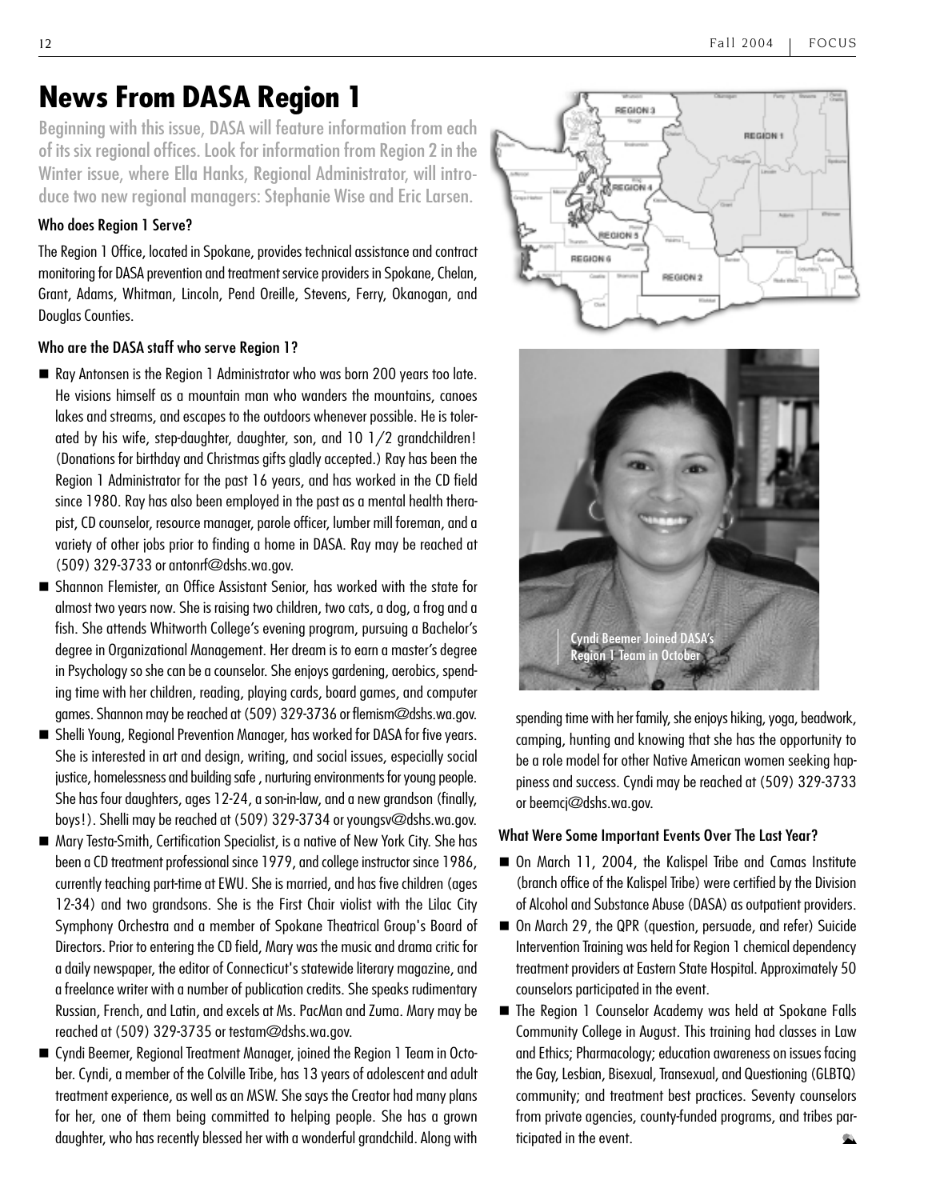# News From DASA Region 1

**Beginning with this issue, DASA will feature information from each of its six regional offices. Look for information from Region 2 in the Winter issue, where Ella Hanks, Regional Administrator, will introduce two new regional managers: Stephanie Wise and Eric Larsen.**

### Who does Region 1 Serve?

The Region 1 Office, located in Spokane, provides technical assistance and contract monitoring for DASA prevention and treatment service providers in Spokane, Chelan, Grant, Adams, Whitman, Lincoln, Pend Oreille, Stevens, Ferry, Okanogan, and Douglas Counties.

### Who are the DASA staff who serve Region 1?

- Ray Antonsen is the Region 1 Administrator who was born 200 years too late. He visions himself as a mountain man who wanders the mountains, canoes lakes and streams, and escapes to the outdoors whenever possible. He is tolerated by his wife, step-daughter, daughter, son, and 10 1/2 grandchildren! (Donations for birthday and Christmas gifts gladly accepted.) Ray has been the Region 1 Administrator for the past 16 years, and has worked in the CD field since 1980. Ray has also been employed in the past as a mental health therapist, CD counselor, resource manager, parole officer, lumber mill foreman, and a variety of other jobs prior to finding a home in DASA. Ray may be reached at (509) 329-3733 or antonrf@dshs.wa.gov.
- Shannon Flemister, an Office Assistant Senior, has worked with the state for almost two years now. She is raising two children, two cats, a dog, a frog and a fish. She attends Whitworth College's evening program, pursuing a Bachelor's degree in Organizational Management. Her dream is to earn a master's degree in Psychology so she can be a counselor. She enjoys gardening, aerobics, spending time with her children, reading, playing cards, board games, and computer games. Shannon may be reached at (509) 329-3736 or flemism@dshs.wa.gov.
- Shelli Young, Regional Prevention Manager, has worked for DASA for five years. She is interested in art and design, writing, and social issues, especially social justice, homelessness and building safe , nurturing environments for young people. She has four daughters, ages 12-24, a son-in-law, and a new grandson (finally, boys!). Shelli may be reached at (509) 329-3734 or youngsv@dshs.wa.gov.
- Mary Testa-Smith, Certification Specialist, is a native of New York City. She has been a CD treatment professional since 1979, and college instructor since 1986, currently teaching part-time at EWU. She is married, and has five children (ages 12-34) and two grandsons. She is the First Chair violist with the Lilac City Symphony Orchestra and a member of Spokane Theatrical Group's Board of Directors. Prior to entering the CD field, Mary was the music and drama critic for a daily newspaper, the editor of Connecticut's statewide literary magazine, and a freelance writer with a number of publication credits. She speaks rudimentary Russian, French, and Latin, and excels at Ms. PacMan and Zuma. Mary may be reached at (509) 329-3735 or testam@dshs.wa.gov.
- Cyndi Beemer, Regional Treatment Manager, joined the Region 1 Team in October. Cyndi, a member of the Colville Tribe, has 13 years of adolescent and adult treatment experience, as well as an MSW. She says the Creator had many plans for her, one of them being committed to helping people. She has a grown daughter, who has recently blessed her with a wonderful grandchild. Along with spending time with her family, she enjoys hiking, yoga, beadwork, camping, hunting and knowing that she has the opportunity to be a role model for other Native American women seeking happiness and success. Cyndi may be reached at (509) 329-3733 or beemcj@dshs.wa.gov.

Cyndi Beemer Joined DASA's Region 1 Team in October

### What Were Some Important Events Over The Last Year?

- On March 11, 2004, the Kalispel Tribe and Camas Institute (branch office of the Kalispel Tribe) were certified by the Division of Alcohol and Substance Abuse (DASA) as outpatient providers.
- On March 29, the QPR (question, persuade, and refer) Suicide Intervention Training was held for Region 1 chemical dependency treatment providers at Eastern State Hospital. Approximately 50 counselors participated in the event.
- The Region 1 Counselor Academy was held at Spokane Falls Community College in August. This training had classes in Law and Ethics; Pharmacology; education awareness on issues facing the Gay, Lesbian, Bisexual, Transexual, and Questioning (GLBTQ) community; and treatment best practices. Seventy counselors from private agencies, county-funded programs, and tribes participated in the event.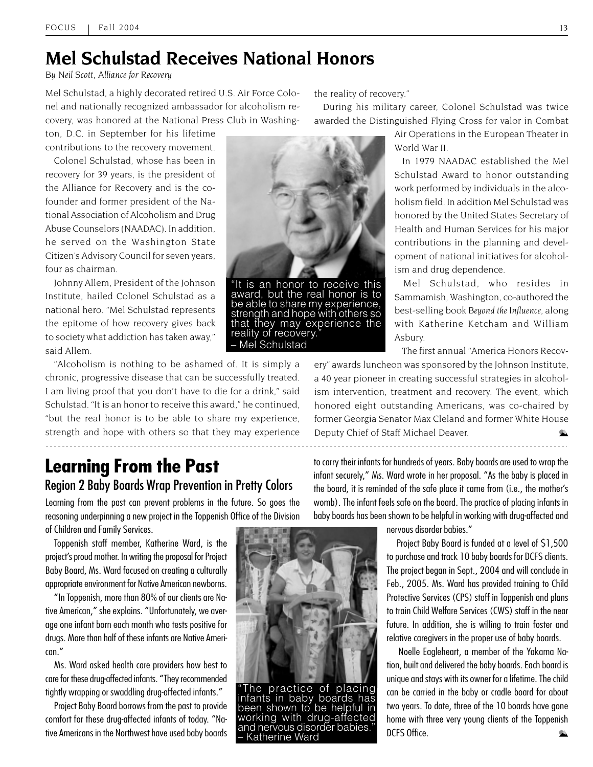# Mel Schulstad Receives National Honors

*By Neil Scott, Alliance for Recovery*

Mel Schulstad, a highly decorated retired U.S. Air Force Colonel and nationally recognized ambassador for alcoholism recovery, was honored at the National Press Club in Washington, D.C. in September for his lifetime contributions to the recovery movement.

Colonel Schulstad, whose has been in recovery for 39 years, is the president of the Alliance for Recovery and is the co-founder and former president of the National Association of Alcoholism and Drug Abuse Counselors (NAADAC). In addition, he served on the Washington State Citizen's Advisory Council for seven years, four as chairman.

Johnny Allem, President of the Johnson Institute, hailed Colonel Schulstad as a national hero. "Mel Schulstad represents the epitome of how recovery gives back to society what addiction has taken away," said Allem.

"Alcoholism is nothing to be ashamed of. It is simply a chronic, progressive disease that can be successfully treated. I am living proof that you don't have to die for a drink," said Schulstad. "It is an honor to receive this award," he continued, "but the real honor is to be able to share my experience, strength and hope with others so that they may experience the reality of recovery."

"It is an honor to receive this award, but the real honor is to be able to share my experience, strength and hope with others so that they may experience the reality of recovery." – Mel Schulstad

During his military career, Colonel Schulstad was twice awarded the Distinguished Flying Cross for valor in Combat Air Operations in the European Theater in World War II.

In 1979 NAADAC established the Mel Schulstad Award to honor outstanding work performed by individuals in the alcoholism field. In addition Mel Schulstad was honored by the United States Secretary of Health and Human Services for his major contributions in the planning and development of national initiatives for alcoholism and drug dependence.

Mel Schulstad, who resides in Sammamish, Washington, co-authored the best-selling book *Beyond the Influence*, along with Katherine Ketcham and William Asbury.

The first annual "America Honors Recovery" awards luncheon was sponsored by the Johnson Institute, a 40 year pioneer in creating successful strategies in alcoholism intervention, treatment and recovery. The event, which honored eight outstanding Americans, was co-chaired by former Georgia Senator Max Cleland and former White House Deputy Chief of Staff Michael Deaver.

# Learning From the Past

## Region 2 Baby Boards Wrap Prevention in Pretty Colors

Learning from the past can prevent problems in the future. So goes the reasoning underpinning a new project in the Toppenish Office of the Division of Children and Family Services.

Toppenish staff member, Katherine Ward, is the project's proud mother. In writing the proposal for Project Baby Board, Ms. Ward focused on creating a culturally appropriate environment for Native American newborns.

"In Toppenish, more than 80% of our clients are Native American," she explains. "Unfortunately, we average one infant born each month who tests positive for drugs. More than half of these infants are Native American."

Ms. Ward asked health care providers how best to care for these drug-affected infants. "They recommended tightly wrapping or swaddling drug-affected infants."

Project Baby Board borrows from the past to provide comfort for these drug-affected infants of today. "Native Americans in the Northwest have used baby boards to carry their infants for hundreds of years. Baby boards are used to wrap the infant securely," Ms. Ward wrote in her proposal. "As the baby is placed in the board, it is reminded of the safe place it came from (i.e., the mother's womb). The infant feels safe on the board. The practice of placing infants in baby boards has been shown to be helpful in working with drug-affected and nervous disorder babies."

"The practice of placing infants in baby boards has been shown to be helpful in working with drug-affected and nervous disorder babies." – Katherine Ward

Project Baby Board is funded at a level of $1,500 to purchase and track 10 baby boards for DCFS clients. The project began in Sept., 2004 and will conclude in Feb., 2005. Ms. Ward has provided training to Child Protective Services (CPS) staff in Toppenish and plans to train Child Welfare Services (CWS) staff in the near future. In addition, she is willing to train foster and relative caregivers in the proper use of baby boards.

Noelle Eagleheart, a member of the Yakama Nation, built and delivered the baby boards. Each board is unique and stays with its owner for a lifetime. The child can be carried in the baby or cradle board for about two years. To date, three of the 10 boards have gone home with three very young clients of the Toppenish DCFS Office.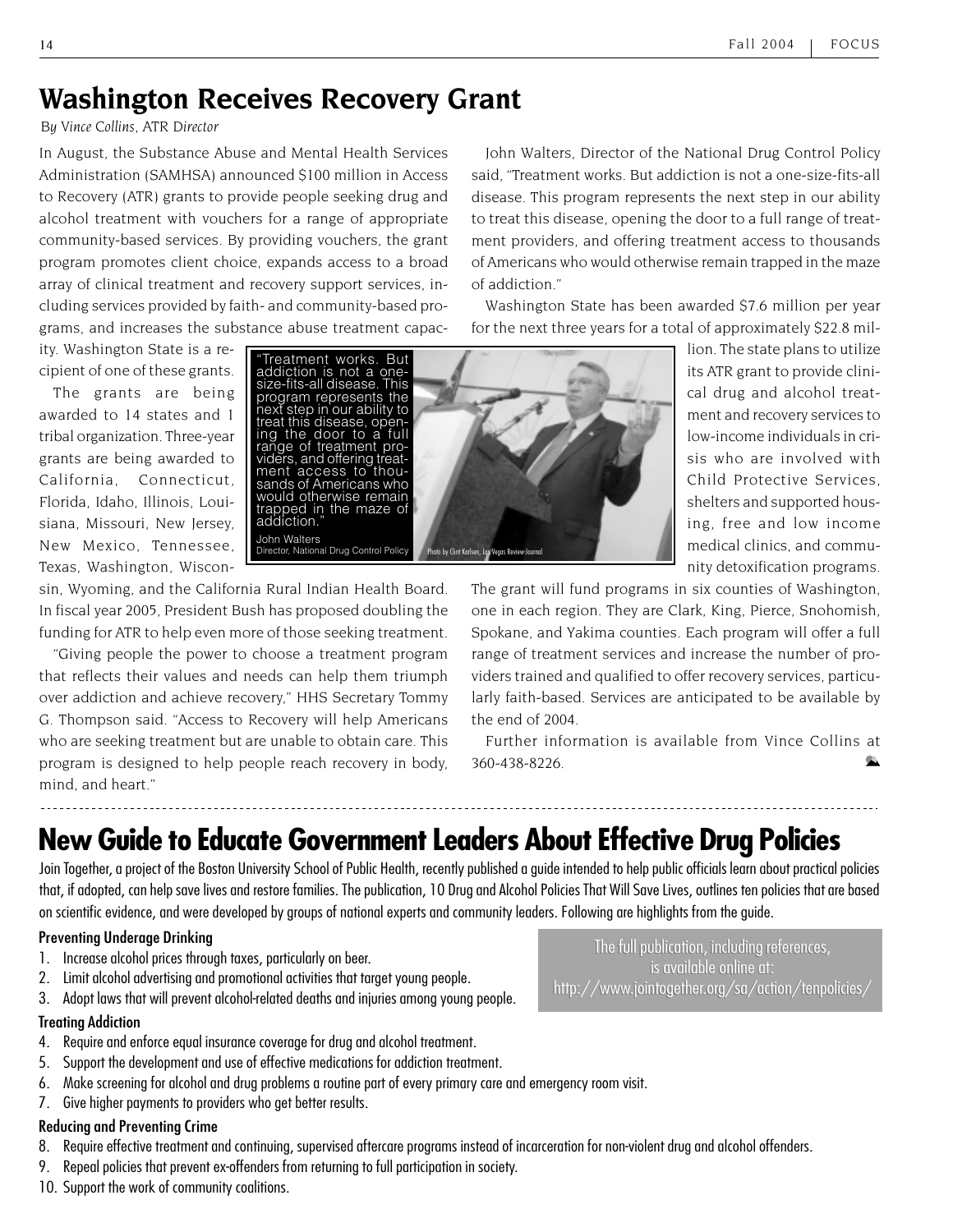## Washington Receives Recovery Grant

*By Vince Collins, ATR Director*

In August, the Substance Abuse and Mental Health Services Administration (SAMHSA) announced $100 million in Access to Recovery (ATR) grants to provide people seeking drug and alcohol treatment with vouchers for a range of appropriate community-based services. By providing vouchers, the grant program promotes client choice, expands access to a broad array of clinical treatment and recovery support services, including services provided by faith- and community-based programs, and increases the substance abuse treatment capacity. Washington State is a recipient of one of these grants.

The grants are being awarded to 14 states and 1 tribal organization. Three-year grants are being awarded to California, Connecticut, Florida, Idaho, Illinois, Louisiana, Missouri, New Jersey, New Mexico, Tennessee, Texas, Washington, Wisconsin, Wyoming, and the California Rural Indian Health Board. In fiscal year 2005, President Bush has proposed doubling the funding for ATR to help even more of those seeking treatment.

"Giving people the power to choose a treatment program that reflects their values and needs can help them triumph over addiction and achieve recovery," HHS Secretary Tommy G. Thompson said. "Access to Recovery will help Americans who are seeking treatment but are unable to obtain care. This program is designed to help people reach recovery in body, mind, and heart."

John Walters, Director of the National Drug Control Policy said, "Treatment works. But addiction is not a one-size-fits-all disease. This program represents the next step in our ability to treat this disease, opening the door to a full range of treatment providers, and offering treatment access to thousands of Americans who would otherwise remain trapped in the maze of addiction."

> "Treatment works. But addiction is not a one-size-fits-all disease. This program represents the next step in our ability to treat this disease, opening the door to a full range of treatment providers, and offering treatment access to thousands of Americans who would otherwise remain trapped in the maze of addiction."
> John Walters
> Director, National Drug Control Policy

Photo by Clint Karlsen, Las Vegas Review-Journal

Washington State has been awarded $7.6 million per year for the next three years for a total of approximately $22.8 million. The state plans to utilize its ATR grant to provide clinical drug and alcohol treatment and recovery services to low-income individuals in crisis who are involved with Child Protective Services, shelters and supported housing, free and low income medical clinics, and community detoxification programs. The grant will fund programs in six counties of Washington, one in each region. They are Clark, King, Pierce, Snohomish, Spokane, and Yakima counties. Each program will offer a full range of treatment services and increase the number of providers trained and qualified to offer recovery services, particularly faith-based. Services are anticipated to be available by the end of 2004.

Further information is available from Vince Collins at 360-438-8226.

---

## New Guide to Educate Government Leaders About Effective Drug Policies

Join Together, a project of the Boston University School of Public Health, recently published a guide intended to help public officials learn about practical policies that, if adopted, can help save lives and restore families. The publication, 10 Drug and Alcohol Policies That Will Save Lives, outlines ten policies that are based on scientific evidence, and were developed by groups of national experts and community leaders. Following are highlights from the guide.

The full publication, including references, is available online at: http://www.jointogether.org/sa/action/tenpolicies/

**Preventing Underage Drinking**

1. Increase alcohol prices through taxes, particularly on beer.
2. Limit alcohol advertising and promotional activities that target young people.
3. Adopt laws that will prevent alcohol-related deaths and injuries among young people.

**Treating Addiction**

4. Require and enforce equal insurance coverage for drug and alcohol treatment.
5. Support the development and use of effective medications for addiction treatment.
6. Make screening for alcohol and drug problems a routine part of every primary care and emergency room visit.
7. Give higher payments to providers who get better results.

**Reducing and Preventing Crime**

8. Require effective treatment and continuing, supervised aftercare programs instead of incarceration for non-violent drug and alcohol offenders.
9. Repeal policies that prevent ex-offenders from returning to full participation in society.
10. Support the work of community coalitions.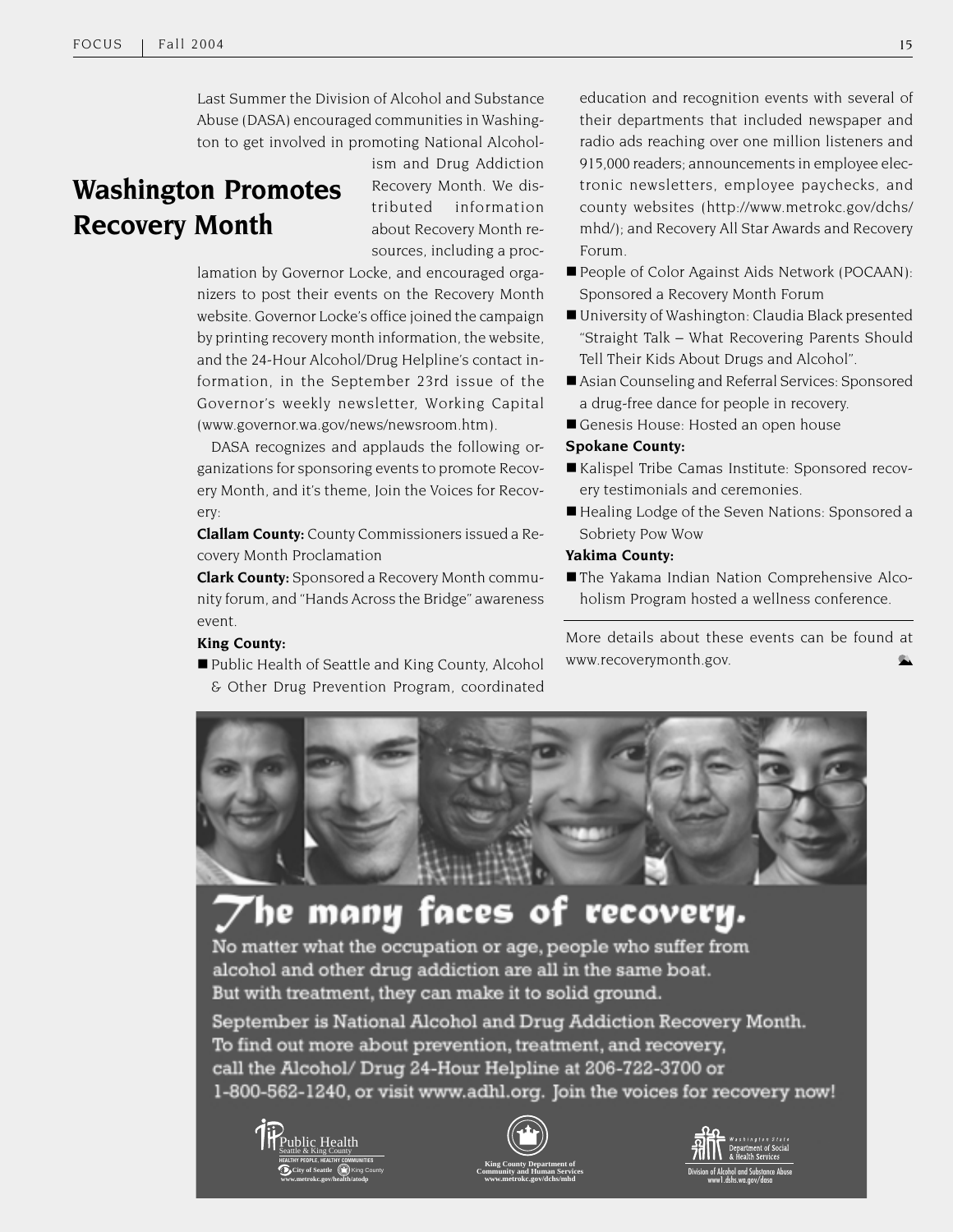## Washington Promotes Recovery Month

Last Summer the Division of Alcohol and Substance Abuse (DASA) encouraged communities in Washington to get involved in promoting National Alcoholism and Drug Addiction Recovery Month. We distributed information about Recovery Month resources, including a proclamation by Governor Locke, and encouraged organizers to post their events on the Recovery Month website. Governor Locke's office joined the campaign by printing recovery month information, the website, and the 24-Hour Alcohol/Drug Helpline's contact information, in the September 23rd issue of the Governor's weekly newsletter, Working Capital (www.governor.wa.gov/news/newsroom.htm).

DASA recognizes and applauds the following organizations for sponsoring events to promote Recovery Month, and it's theme, Join the Voices for Recovery:

**Clallam County:** County Commissioners issued a Recovery Month Proclamation

**Clark County:** Sponsored a Recovery Month community forum, and "Hands Across the Bridge" awareness event.

**King County:**

- Public Health of Seattle and King County, Alcohol & Other Drug Prevention Program, coordinated education and recognition events with several of their departments that included newspaper and radio ads reaching over one million listeners and 915,000 readers; announcements in employee electronic newsletters, employee paychecks, and county websites (http://www.metrokc.gov/dchs/mhd/); and Recovery All Star Awards and Recovery Forum.
- People of Color Against Aids Network (POCAAN): Sponsored a Recovery Month Forum
- University of Washington: Claudia Black presented "Straight Talk – What Recovering Parents Should Tell Their Kids About Drugs and Alcohol".
- Asian Counseling and Referral Services: Sponsored a drug-free dance for people in recovery.
- Genesis House: Hosted an open house

**Spokane County:**

- Kalispel Tribe Camas Institute: Sponsored recovery testimonials and ceremonies.
- Healing Lodge of the Seven Nations: Sponsored a Sobriety Pow Wow

**Yakima County:**

- The Yakama Indian Nation Comprehensive Alcoholism Program hosted a wellness conference.

---

More details about these events can be found at www.recoverymonth.gov.

# The many faces of recovery.

No matter what the occupation or age, people who suffer from alcohol and other drug addiction are all in the same boat. But with treatment, they can make it to solid ground.

September is National Alcohol and Drug Addiction Recovery Month. To find out more about prevention, treatment, and recovery, call the Alcohol/ Drug 24-Hour Helpline at 206-722-3700 or 1-800-562-1240, or visit www.adhl.org. Join the voices for recovery now!

Public Health Seattle & King County — HEALTHY PEOPLE, HEALTHY COMMUNITIES — City of Seattle, King County — www.metrokc.gov/health/atodp

King County Department of Community and Human Services — www.metrokc.gov/dchs/mhd

Washington State Department of Social & Health Services — Division of Alcohol and Substance Abuse — www1.dshs.wa.gov/dasa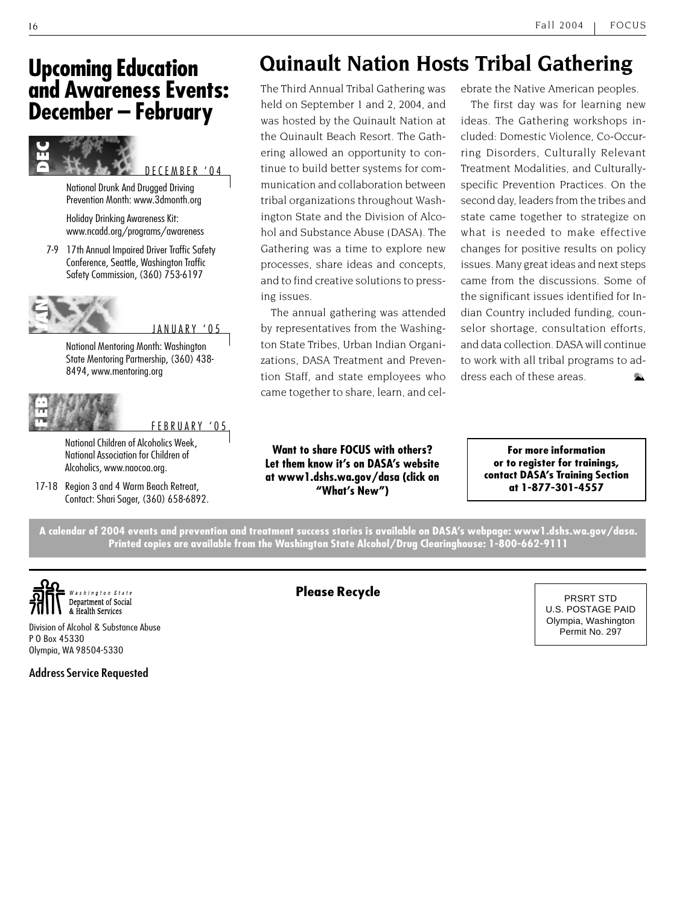# Upcoming Education and Awareness Events: December – February

DEC

DECEMBER '04

National Drunk And Drugged Driving Prevention Month: www.3dmonth.org

Holiday Drinking Awareness Kit: www.ncadd.org/programs/awareness

7-9 17th Annual Impaired Driver Traffic Safety Conference, Seattle, Washington Traffic Safety Commission, (360) 753-6197

JAN

JANUARY '05

National Mentoring Month: Washington State Mentoring Partnership, (360) 438-8494, www.mentoring.org

FEB

FEBRUARY '05

National Children of Alcoholics Week, National Association for Children of Alcoholics, www.naocoa.org.

17-18 Region 3 and 4 Warm Beach Retreat, Contact: Shari Sager, (360) 658-6892.

# Quinault Nation Hosts Tribal Gathering

The Third Annual Tribal Gathering was held on September 1 and 2, 2004, and was hosted by the Quinault Nation at the Quinault Beach Resort. The Gathering allowed an opportunity to continue to build better systems for communication and collaboration between tribal organizations throughout Washington State and the Division of Alcohol and Substance Abuse (DASA). The Gathering was a time to explore new processes, share ideas and concepts, and to find creative solutions to pressing issues.

The annual gathering was attended by representatives from the Washington State Tribes, Urban Indian Organizations, DASA Treatment and Prevention Staff, and state employees who came together to share, learn, and celebrate the Native American peoples.

The first day was for learning new ideas. The Gathering workshops included: Domestic Violence, Co-Occurring Disorders, Culturally Relevant Treatment Modalities, and Culturally-specific Prevention Practices. On the second day, leaders from the tribes and state came together to strategize on what is needed to make effective changes for positive results on policy issues. Many great ideas and next steps came from the discussions. Some of the significant issues identified for Indian Country included funding, counselor shortage, consultation efforts, and data collection. DASA will continue to work with all tribal programs to address each of these areas.

**Want to share FOCUS with others? Let them know it's on DASA's website at www1.dshs.wa.gov/dasa (click on "What's New")**

**For more information or to register for trainings, contact DASA's Training Section at 1-877-301-4557**

**A calendar of 2004 events and prevention and treatment success stories is available on DASA's webpage: www1.dshs.wa.gov/dasa. Printed copies are available from the Washington State Alcohol/Drug Clearinghouse: 1-800-662-9111**

Washington State Department of Social & Health Services

Division of Alcohol & Substance Abuse
P O Box 45330
Olympia, WA 98504-5330

**Address Service Requested**

**Please Recycle**

PRSRT STD
U.S. POSTAGE PAID
Olympia, Washington
Permit No. 297